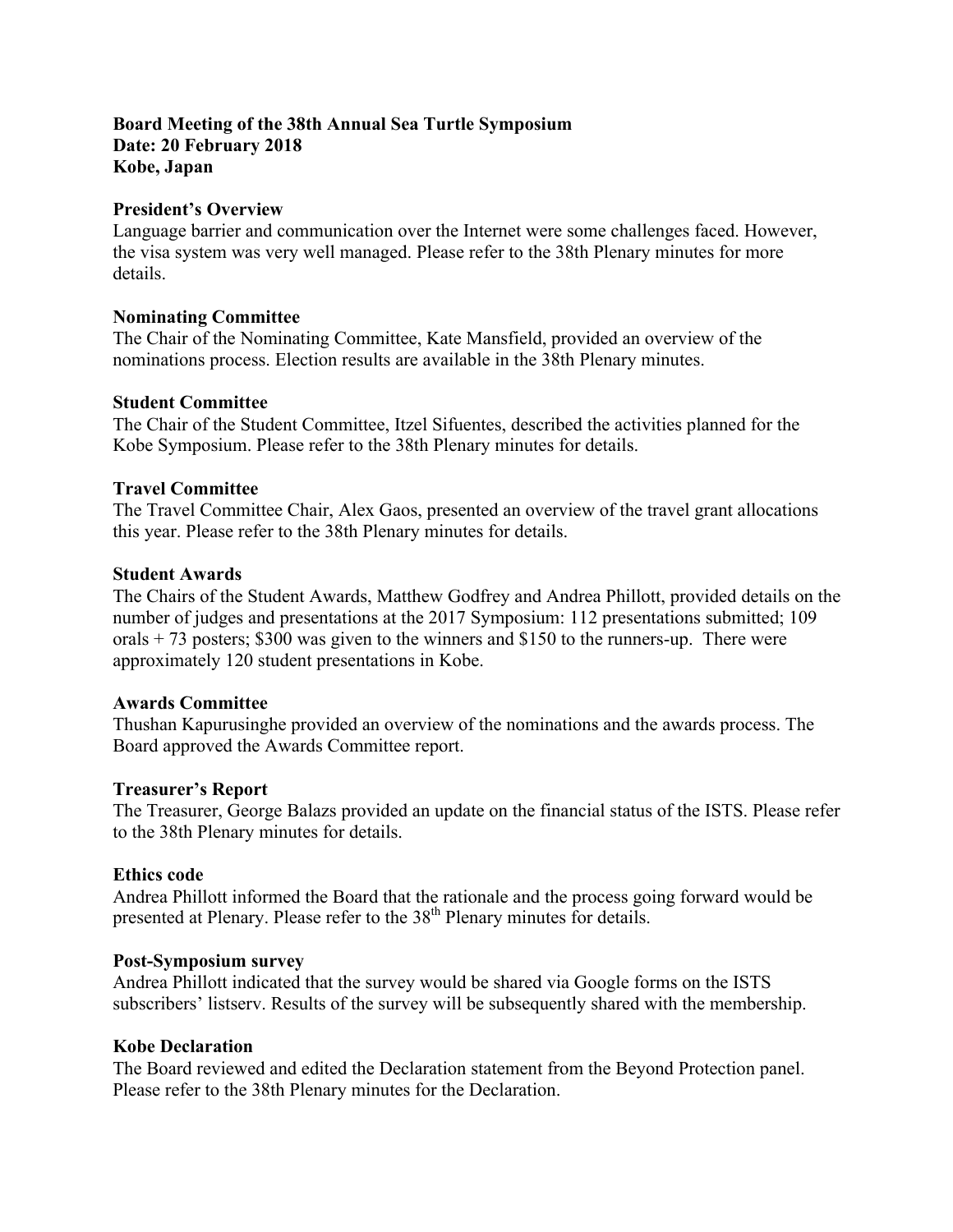**Board Meeting of the 38th Annual Sea Turtle Symposium**
**Date: 20 February 2018**
**Kobe, Japan**

**President's Overview**
Language barrier and communication over the Internet were some challenges faced. However, the visa system was very well managed. Please refer to the 38th Plenary minutes for more details.

**Nominating Committee**
The Chair of the Nominating Committee, Kate Mansfield, provided an overview of the nominations process. Election results are available in the 38th Plenary minutes.

**Student Committee**
The Chair of the Student Committee, Itzel Sifuentes, described the activities planned for the Kobe Symposium. Please refer to the 38th Plenary minutes for details.

**Travel Committee**
The Travel Committee Chair, Alex Gaos, presented an overview of the travel grant allocations this year. Please refer to the 38th Plenary minutes for details.

**Student Awards**
The Chairs of the Student Awards, Matthew Godfrey and Andrea Phillott, provided details on the number of judges and presentations at the 2017 Symposium: 112 presentations submitted; 109 orals + 73 posters; $300 was given to the winners and $150 to the runners-up. There were approximately 120 student presentations in Kobe.

**Awards Committee**
Thushan Kapurusinghe provided an overview of the nominations and the awards process. The Board approved the Awards Committee report.

**Treasurer's Report**
The Treasurer, George Balazs provided an update on the financial status of the ISTS. Please refer to the 38th Plenary minutes for details.

**Ethics code**
Andrea Phillott informed the Board that the rationale and the process going forward would be presented at Plenary. Please refer to the 38th Plenary minutes for details.

**Post-Symposium survey**
Andrea Phillott indicated that the survey would be shared via Google forms on the ISTS subscribers' listserv. Results of the survey will be subsequently shared with the membership.

**Kobe Declaration**
The Board reviewed and edited the Declaration statement from the Beyond Protection panel. Please refer to the 38th Plenary minutes for the Declaration.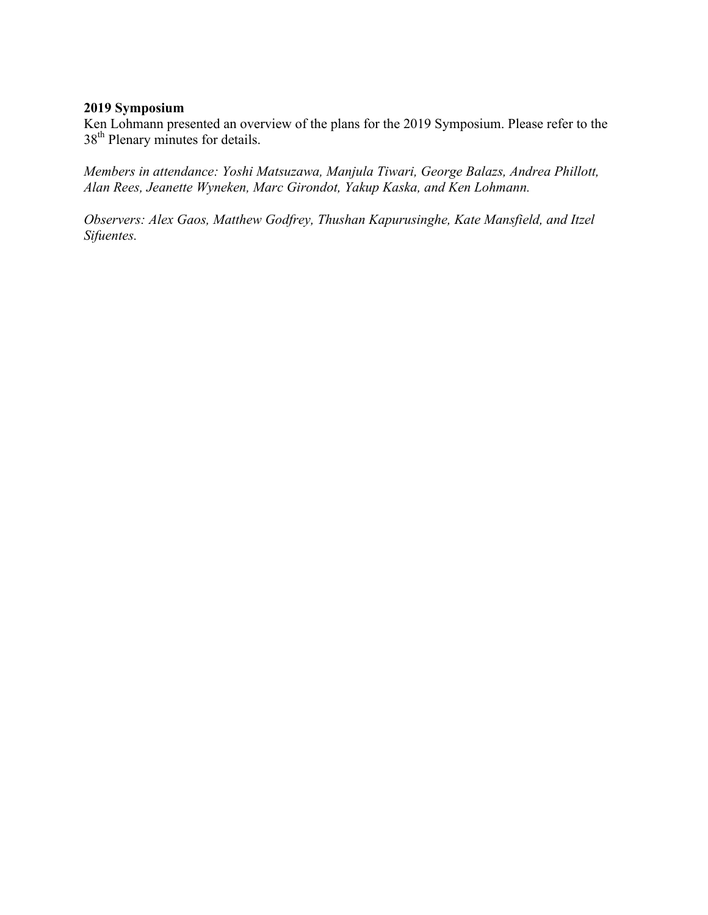**2019 Symposium**

Ken Lohmann presented an overview of the plans for the 2019 Symposium. Please refer to the 38th Plenary minutes for details.

*Members in attendance: Yoshi Matsuzawa, Manjula Tiwari, George Balazs, Andrea Phillott, Alan Rees, Jeanette Wyneken, Marc Girondot, Yakup Kaska, and Ken Lohmann.*

*Observers: Alex Gaos, Matthew Godfrey, Thushan Kapurusinghe, Kate Mansfield, and Itzel Sifuentes.*